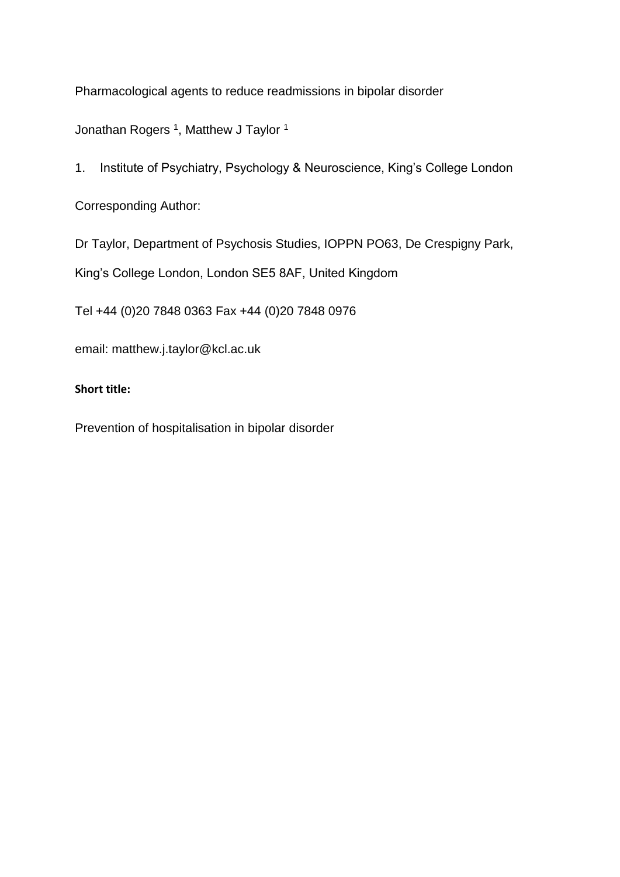Pharmacological agents to reduce readmissions in bipolar disorder

Jonathan Rogers [1], Matthew J Taylor [1]

1. Institute of Psychiatry, Psychology & Neuroscience, King's College London

Corresponding Author:

Dr Taylor, Department of Psychosis Studies, IOPPN PO63, De Crespigny Park,

King's College London, London SE5 8AF, United Kingdom

Tel +44 (0)20 7848 0363 Fax +44 (0)20 7848 0976

email: matthew.j.taylor@kcl.ac.uk

**Short title:**

Prevention of hospitalisation in bipolar disorder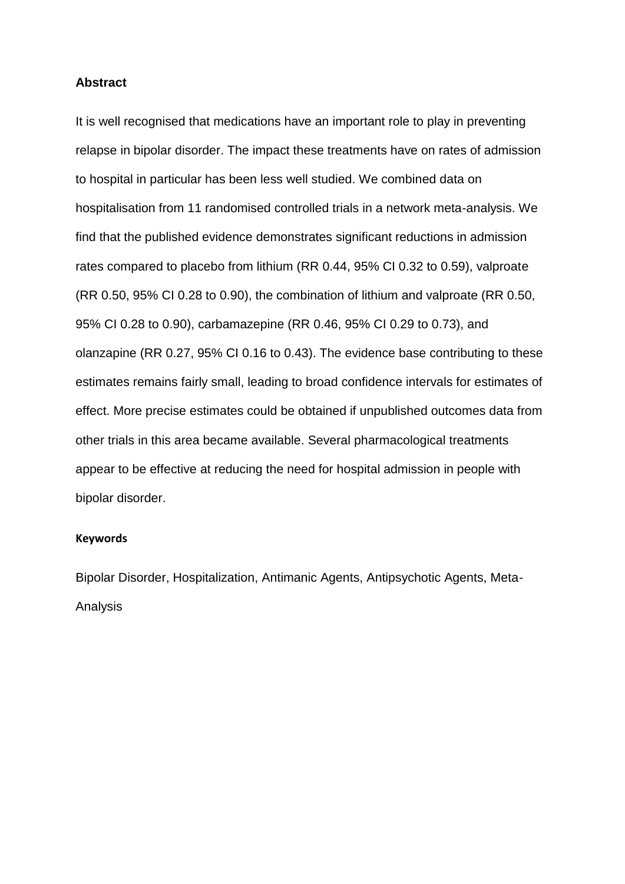## Abstract

It is well recognised that medications have an important role to play in preventing relapse in bipolar disorder. The impact these treatments have on rates of admission to hospital in particular has been less well studied. We combined data on hospitalisation from 11 randomised controlled trials in a network meta-analysis. We find that the published evidence demonstrates significant reductions in admission rates compared to placebo from lithium (RR 0.44, 95% CI 0.32 to 0.59), valproate (RR 0.50, 95% CI 0.28 to 0.90), the combination of lithium and valproate (RR 0.50, 95% CI 0.28 to 0.90), carbamazepine (RR 0.46, 95% CI 0.29 to 0.73), and olanzapine (RR 0.27, 95% CI 0.16 to 0.43). The evidence base contributing to these estimates remains fairly small, leading to broad confidence intervals for estimates of effect. More precise estimates could be obtained if unpublished outcomes data from other trials in this area became available. Several pharmacological treatments appear to be effective at reducing the need for hospital admission in people with bipolar disorder.

### Keywords

Bipolar Disorder, Hospitalization, Antimanic Agents, Antipsychotic Agents, Meta-Analysis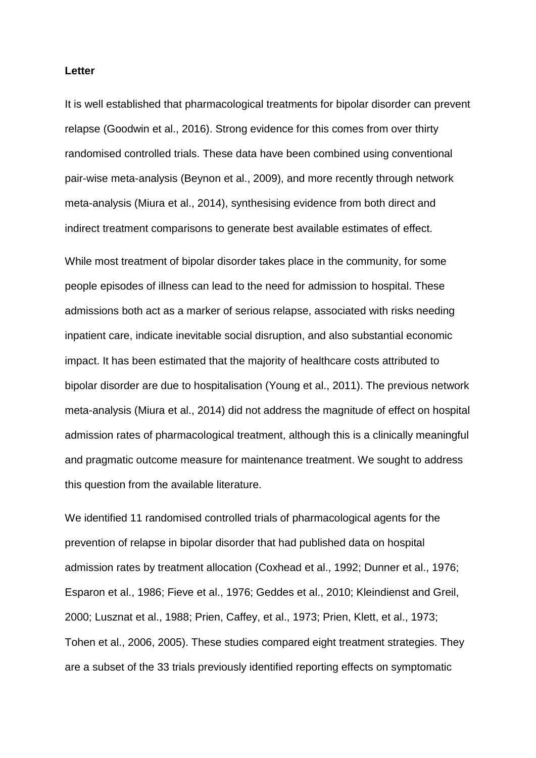**Letter**

It is well established that pharmacological treatments for bipolar disorder can prevent relapse (Goodwin et al., 2016). Strong evidence for this comes from over thirty randomised controlled trials. These data have been combined using conventional pair-wise meta-analysis (Beynon et al., 2009), and more recently through network meta-analysis (Miura et al., 2014), synthesising evidence from both direct and indirect treatment comparisons to generate best available estimates of effect.

While most treatment of bipolar disorder takes place in the community, for some people episodes of illness can lead to the need for admission to hospital. These admissions both act as a marker of serious relapse, associated with risks needing inpatient care, indicate inevitable social disruption, and also substantial economic impact. It has been estimated that the majority of healthcare costs attributed to bipolar disorder are due to hospitalisation (Young et al., 2011). The previous network meta-analysis (Miura et al., 2014) did not address the magnitude of effect on hospital admission rates of pharmacological treatment, although this is a clinically meaningful and pragmatic outcome measure for maintenance treatment. We sought to address this question from the available literature.

We identified 11 randomised controlled trials of pharmacological agents for the prevention of relapse in bipolar disorder that had published data on hospital admission rates by treatment allocation (Coxhead et al., 1992; Dunner et al., 1976; Esparon et al., 1986; Fieve et al., 1976; Geddes et al., 2010; Kleindienst and Greil, 2000; Lusznat et al., 1988; Prien, Caffey, et al., 1973; Prien, Klett, et al., 1973; Tohen et al., 2006, 2005). These studies compared eight treatment strategies. They are a subset of the 33 trials previously identified reporting effects on symptomatic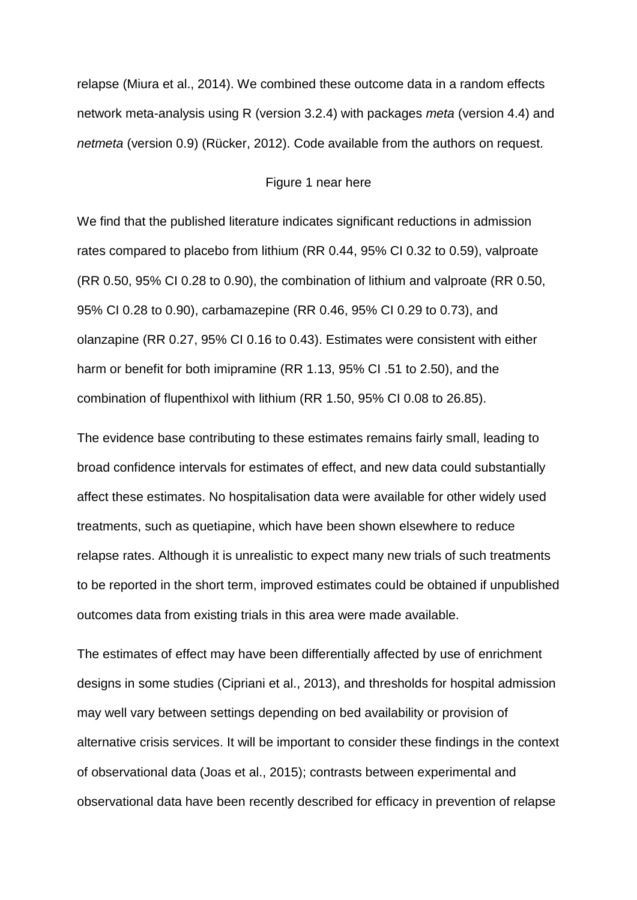relapse (Miura et al., 2014). We combined these outcome data in a random effects network meta-analysis using R (version 3.2.4) with packages *meta* (version 4.4) and *netmeta* (version 0.9) (Rücker, 2012). Code available from the authors on request.

Figure 1 near here

We find that the published literature indicates significant reductions in admission rates compared to placebo from lithium (RR 0.44, 95% CI 0.32 to 0.59), valproate (RR 0.50, 95% CI 0.28 to 0.90), the combination of lithium and valproate (RR 0.50, 95% CI 0.28 to 0.90), carbamazepine (RR 0.46, 95% CI 0.29 to 0.73), and olanzapine (RR 0.27, 95% CI 0.16 to 0.43). Estimates were consistent with either harm or benefit for both imipramine (RR 1.13, 95% CI .51 to 2.50), and the combination of flupenthixol with lithium (RR 1.50, 95% CI 0.08 to 26.85).

The evidence base contributing to these estimates remains fairly small, leading to broad confidence intervals for estimates of effect, and new data could substantially affect these estimates. No hospitalisation data were available for other widely used treatments, such as quetiapine, which have been shown elsewhere to reduce relapse rates. Although it is unrealistic to expect many new trials of such treatments to be reported in the short term, improved estimates could be obtained if unpublished outcomes data from existing trials in this area were made available.

The estimates of effect may have been differentially affected by use of enrichment designs in some studies (Cipriani et al., 2013), and thresholds for hospital admission may well vary between settings depending on bed availability or provision of alternative crisis services. It will be important to consider these findings in the context of observational data (Joas et al., 2015); contrasts between experimental and observational data have been recently described for efficacy in prevention of relapse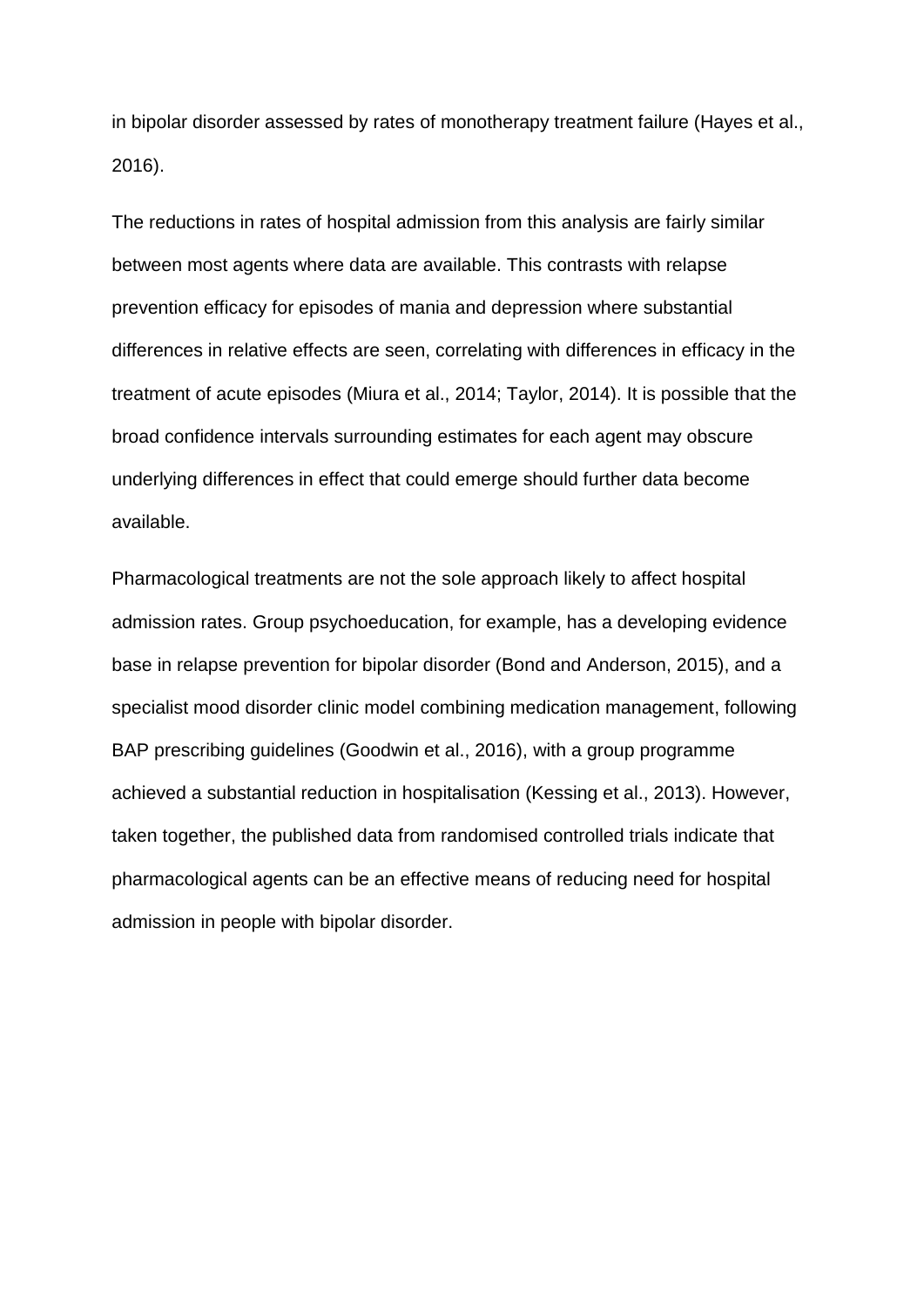in bipolar disorder assessed by rates of monotherapy treatment failure (Hayes et al., 2016).

The reductions in rates of hospital admission from this analysis are fairly similar between most agents where data are available. This contrasts with relapse prevention efficacy for episodes of mania and depression where substantial differences in relative effects are seen, correlating with differences in efficacy in the treatment of acute episodes (Miura et al., 2014; Taylor, 2014). It is possible that the broad confidence intervals surrounding estimates for each agent may obscure underlying differences in effect that could emerge should further data become available.

Pharmacological treatments are not the sole approach likely to affect hospital admission rates. Group psychoeducation, for example, has a developing evidence base in relapse prevention for bipolar disorder (Bond and Anderson, 2015), and a specialist mood disorder clinic model combining medication management, following BAP prescribing guidelines (Goodwin et al., 2016), with a group programme achieved a substantial reduction in hospitalisation (Kessing et al., 2013). However, taken together, the published data from randomised controlled trials indicate that pharmacological agents can be an effective means of reducing need for hospital admission in people with bipolar disorder.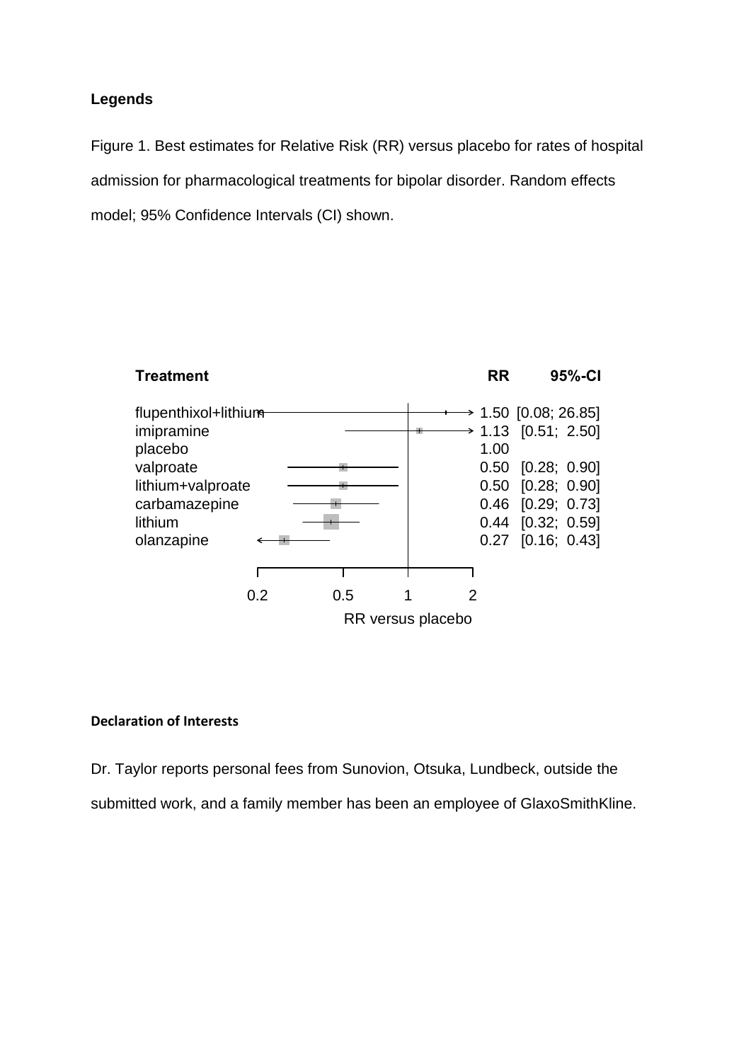**Legends**

Figure 1. Best estimates for Relative Risk (RR) versus placebo for rates of hospital admission for pharmacological treatments for bipolar disorder. Random effects model; 95% Confidence Intervals (CI) shown.

| Treatment | RR | 95%-CI |
|---|---|---|
| flupenthixol+lithium | 1.50 | [0.08; 26.85] |
| imipramine | 1.13 | [0.51; 2.50] |
| placebo | 1.00 | |
| valproate | 0.50 | [0.28; 0.90] |
| lithium+valproate | 0.50 | [0.28; 0.90] |
| carbamazepine | 0.46 | [0.29; 0.73] |
| lithium | 0.44 | [0.32; 0.59] |
| olanzapine | 0.27 | [0.16; 0.43] |

RR versus placebo (axis: 0.2, 0.5, 1, 2)

**Declaration of Interests**

Dr. Taylor reports personal fees from Sunovion, Otsuka, Lundbeck, outside the submitted work, and a family member has been an employee of GlaxoSmithKline.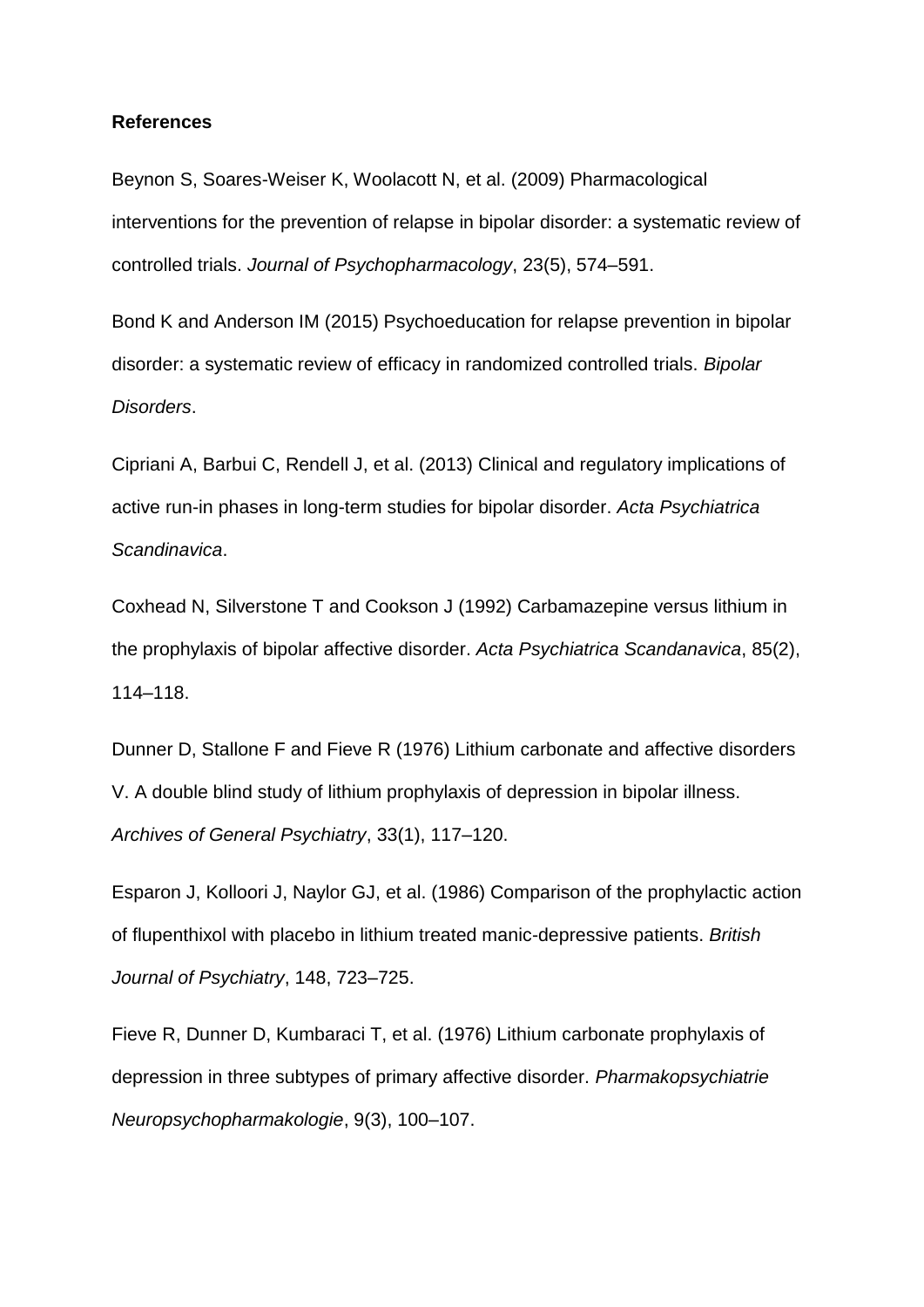**References**

Beynon S, Soares-Weiser K, Woolacott N, et al. (2009) Pharmacological interventions for the prevention of relapse in bipolar disorder: a systematic review of controlled trials. *Journal of Psychopharmacology*, 23(5), 574–591.

Bond K and Anderson IM (2015) Psychoeducation for relapse prevention in bipolar disorder: a systematic review of efficacy in randomized controlled trials. *Bipolar Disorders*.

Cipriani A, Barbui C, Rendell J, et al. (2013) Clinical and regulatory implications of active run-in phases in long-term studies for bipolar disorder. *Acta Psychiatrica Scandinavica*.

Coxhead N, Silverstone T and Cookson J (1992) Carbamazepine versus lithium in the prophylaxis of bipolar affective disorder. *Acta Psychiatrica Scandanavica*, 85(2), 114–118.

Dunner D, Stallone F and Fieve R (1976) Lithium carbonate and affective disorders V. A double blind study of lithium prophylaxis of depression in bipolar illness. *Archives of General Psychiatry*, 33(1), 117–120.

Esparon J, Kolloori J, Naylor GJ, et al. (1986) Comparison of the prophylactic action of flupenthixol with placebo in lithium treated manic-depressive patients. *British Journal of Psychiatry*, 148, 723–725.

Fieve R, Dunner D, Kumbaraci T, et al. (1976) Lithium carbonate prophylaxis of depression in three subtypes of primary affective disorder. *Pharmakopsychiatrie Neuropsychopharmakologie*, 9(3), 100–107.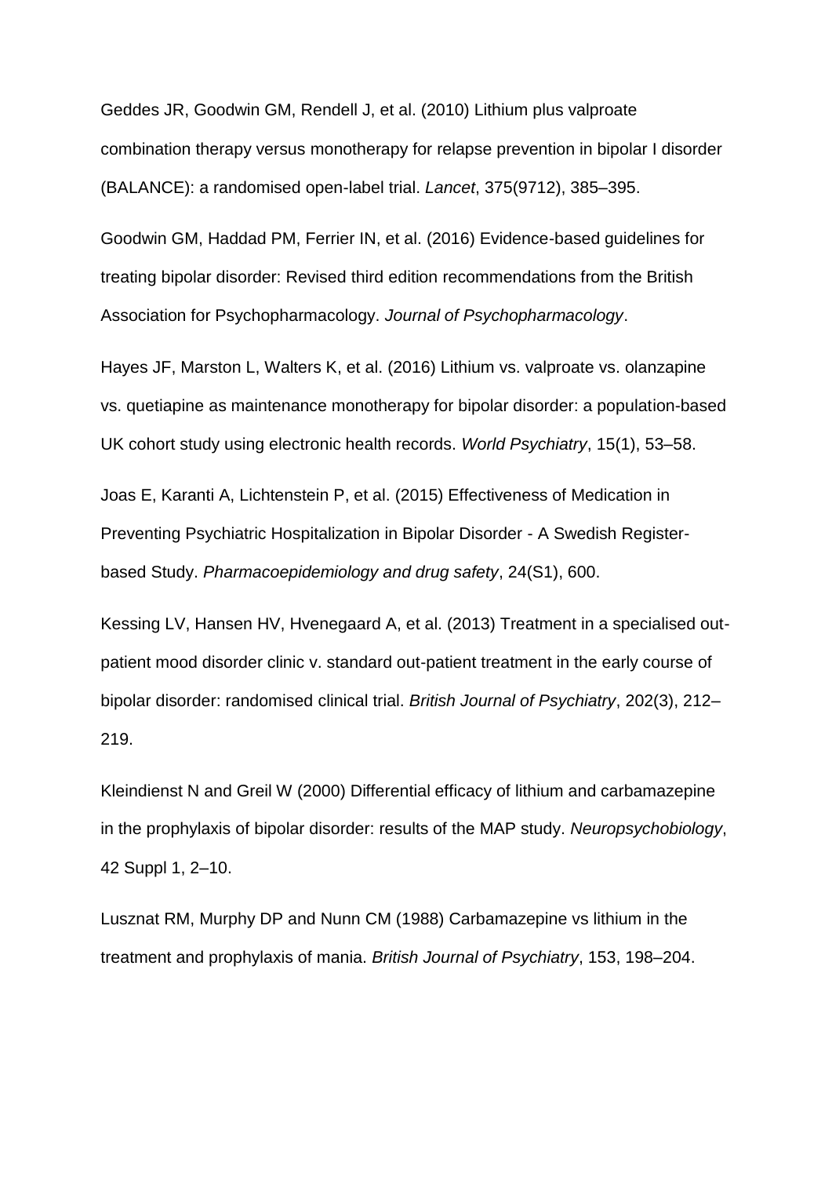Geddes JR, Goodwin GM, Rendell J, et al. (2010) Lithium plus valproate combination therapy versus monotherapy for relapse prevention in bipolar I disorder (BALANCE): a randomised open-label trial. *Lancet*, 375(9712), 385–395.

Goodwin GM, Haddad PM, Ferrier IN, et al. (2016) Evidence-based guidelines for treating bipolar disorder: Revised third edition recommendations from the British Association for Psychopharmacology. *Journal of Psychopharmacology*.

Hayes JF, Marston L, Walters K, et al. (2016) Lithium vs. valproate vs. olanzapine vs. quetiapine as maintenance monotherapy for bipolar disorder: a population-based UK cohort study using electronic health records. *World Psychiatry*, 15(1), 53–58.

Joas E, Karanti A, Lichtenstein P, et al. (2015) Effectiveness of Medication in Preventing Psychiatric Hospitalization in Bipolar Disorder - A Swedish Register-based Study. *Pharmacoepidemiology and drug safety*, 24(S1), 600.

Kessing LV, Hansen HV, Hvenegaard A, et al. (2013) Treatment in a specialised out-patient mood disorder clinic v. standard out-patient treatment in the early course of bipolar disorder: randomised clinical trial. *British Journal of Psychiatry*, 202(3), 212–219.

Kleindienst N and Greil W (2000) Differential efficacy of lithium and carbamazepine in the prophylaxis of bipolar disorder: results of the MAP study. *Neuropsychobiology*, 42 Suppl 1, 2–10.

Lusznat RM, Murphy DP and Nunn CM (1988) Carbamazepine vs lithium in the treatment and prophylaxis of mania. *British Journal of Psychiatry*, 153, 198–204.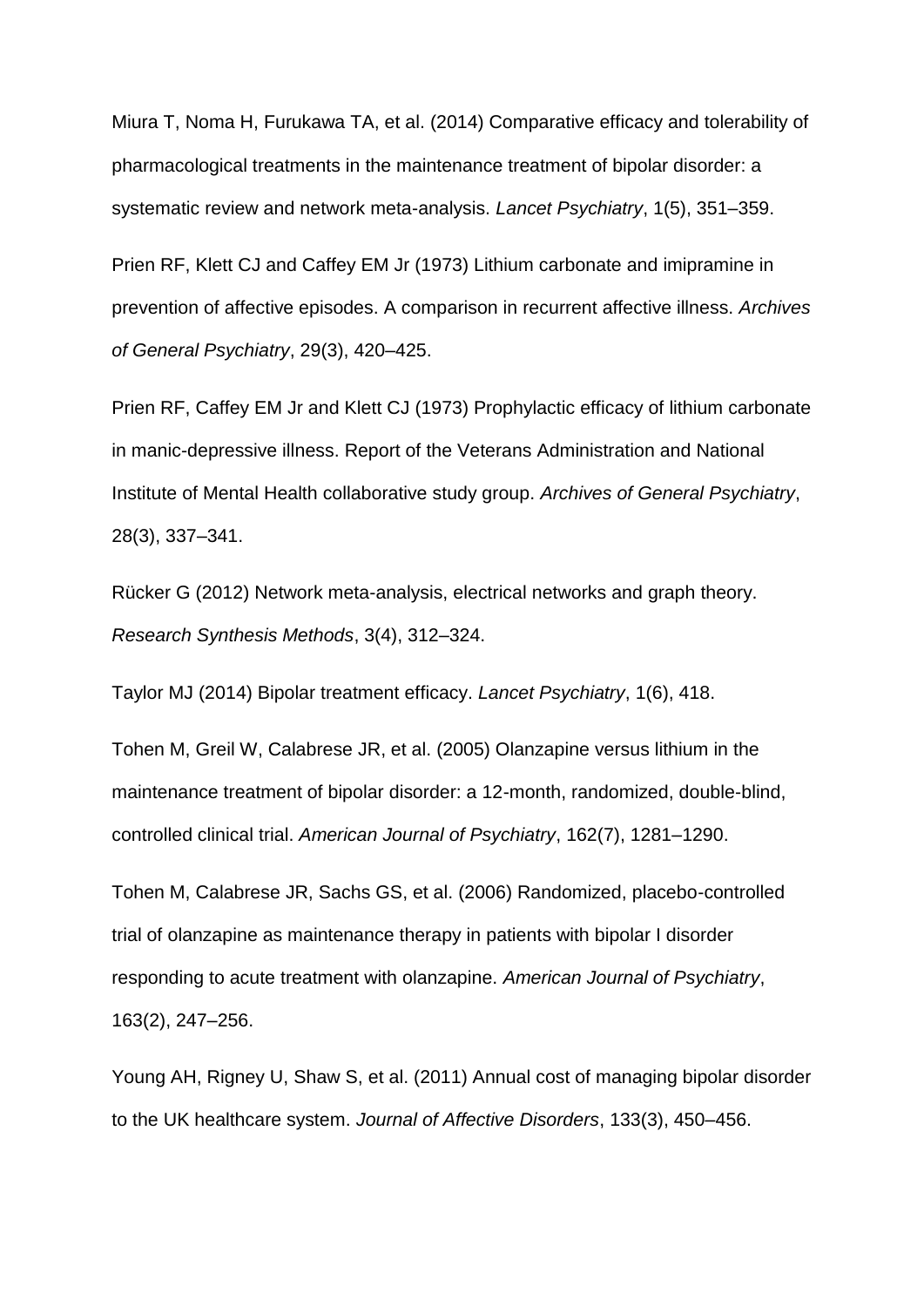Miura T, Noma H, Furukawa TA, et al. (2014) Comparative efficacy and tolerability of pharmacological treatments in the maintenance treatment of bipolar disorder: a systematic review and network meta-analysis. *Lancet Psychiatry*, 1(5), 351–359.

Prien RF, Klett CJ and Caffey EM Jr (1973) Lithium carbonate and imipramine in prevention of affective episodes. A comparison in recurrent affective illness. *Archives of General Psychiatry*, 29(3), 420–425.

Prien RF, Caffey EM Jr and Klett CJ (1973) Prophylactic efficacy of lithium carbonate in manic-depressive illness. Report of the Veterans Administration and National Institute of Mental Health collaborative study group. *Archives of General Psychiatry*, 28(3), 337–341.

Rücker G (2012) Network meta-analysis, electrical networks and graph theory. *Research Synthesis Methods*, 3(4), 312–324.

Taylor MJ (2014) Bipolar treatment efficacy. *Lancet Psychiatry*, 1(6), 418.

Tohen M, Greil W, Calabrese JR, et al. (2005) Olanzapine versus lithium in the maintenance treatment of bipolar disorder: a 12-month, randomized, double-blind, controlled clinical trial. *American Journal of Psychiatry*, 162(7), 1281–1290.

Tohen M, Calabrese JR, Sachs GS, et al. (2006) Randomized, placebo-controlled trial of olanzapine as maintenance therapy in patients with bipolar I disorder responding to acute treatment with olanzapine. *American Journal of Psychiatry*, 163(2), 247–256.

Young AH, Rigney U, Shaw S, et al. (2011) Annual cost of managing bipolar disorder to the UK healthcare system. *Journal of Affective Disorders*, 133(3), 450–456.